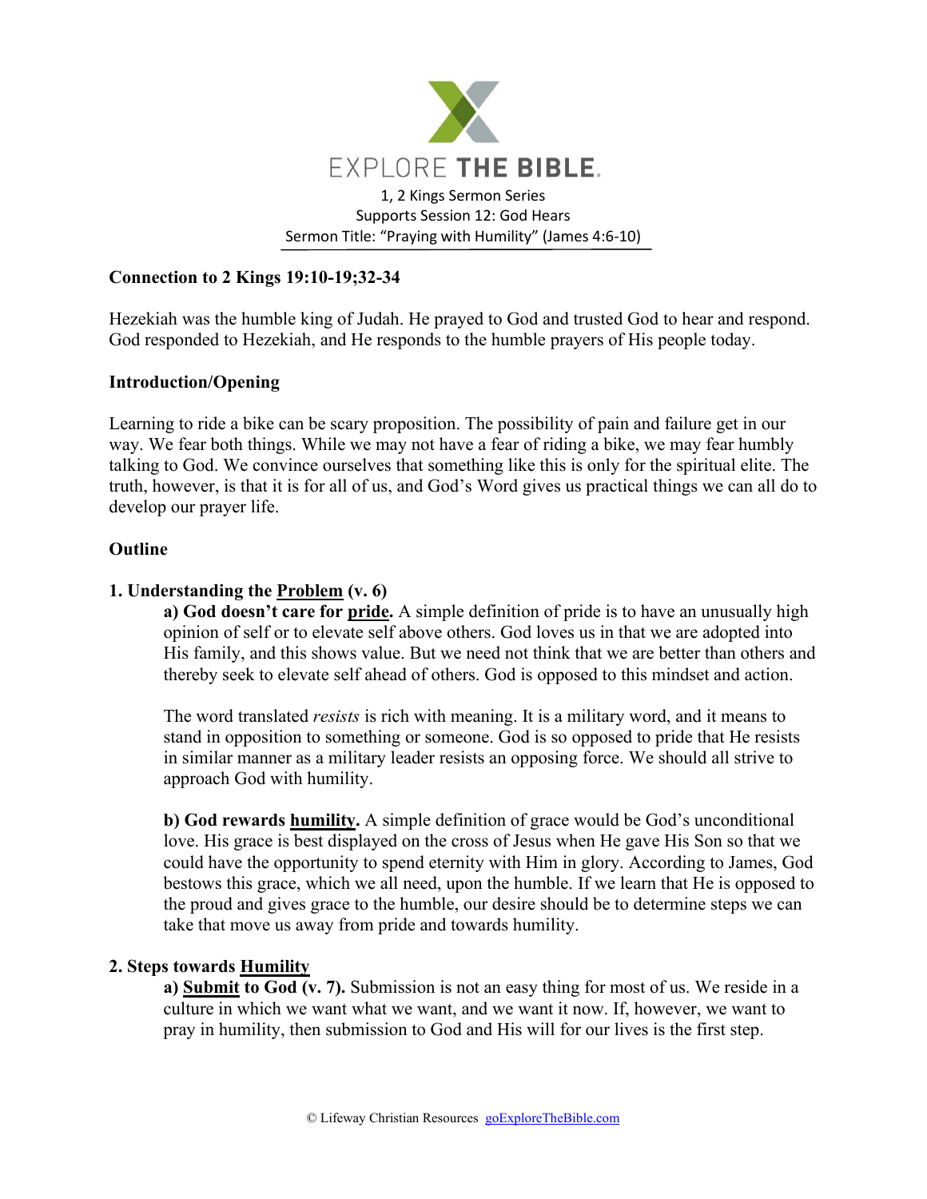EXPLORE **THE BIBLE**.

1, 2 Kings Sermon Series
Supports Session 12: God Hears
Sermon Title: "Praying with Humility" (James 4:6-10)

**Connection to 2 Kings 19:10-19;32-34**

Hezekiah was the humble king of Judah. He prayed to God and trusted God to hear and respond. God responded to Hezekiah, and He responds to the humble prayers of His people today.

**Introduction/Opening**

Learning to ride a bike can be scary proposition. The possibility of pain and failure get in our way. We fear both things. While we may not have a fear of riding a bike, we may fear humbly talking to God. We convince ourselves that something like this is only for the spiritual elite. The truth, however, is that it is for all of us, and God's Word gives us practical things we can all do to develop our prayer life.

**Outline**

**1. Understanding the <u>Problem</u> (v. 6)**

**a) God doesn't care for <u>pride</u>.** A simple definition of pride is to have an unusually high opinion of self or to elevate self above others. God loves us in that we are adopted into His family, and this shows value. But we need not think that we are better than others and thereby seek to elevate self ahead of others. God is opposed to this mindset and action.

The word translated *resists* is rich with meaning. It is a military word, and it means to stand in opposition to something or someone. God is so opposed to pride that He resists in similar manner as a military leader resists an opposing force. We should all strive to approach God with humility.

**b) God rewards <u>humility</u>.** A simple definition of grace would be God's unconditional love. His grace is best displayed on the cross of Jesus when He gave His Son so that we could have the opportunity to spend eternity with Him in glory. According to James, God bestows this grace, which we all need, upon the humble. If we learn that He is opposed to the proud and gives grace to the humble, our desire should be to determine steps we can take that move us away from pride and towards humility.

**2. Steps towards <u>Humility</u>**

**a) <u>Submit</u> to God (v. 7).** Submission is not an easy thing for most of us. We reside in a culture in which we want what we want, and we want it now. If, however, we want to pray in humility, then submission to God and His will for our lives is the first step.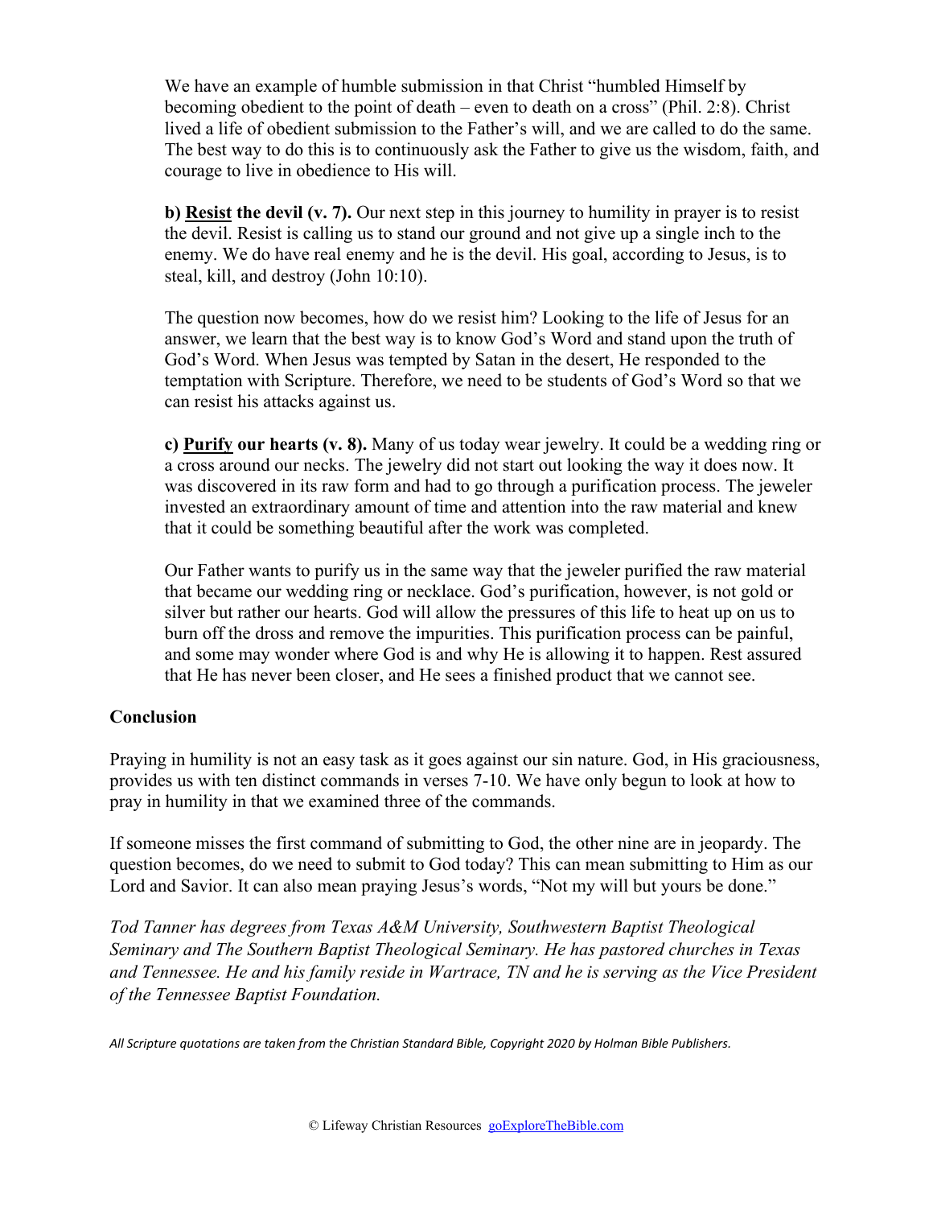We have an example of humble submission in that Christ "humbled Himself by becoming obedient to the point of death – even to death on a cross" (Phil. 2:8). Christ lived a life of obedient submission to the Father's will, and we are called to do the same. The best way to do this is to continuously ask the Father to give us the wisdom, faith, and courage to live in obedience to His will.

**b) <u>Resist</u> the devil (v. 7).** Our next step in this journey to humility in prayer is to resist the devil. Resist is calling us to stand our ground and not give up a single inch to the enemy. We do have real enemy and he is the devil. His goal, according to Jesus, is to steal, kill, and destroy (John 10:10).

The question now becomes, how do we resist him? Looking to the life of Jesus for an answer, we learn that the best way is to know God's Word and stand upon the truth of God's Word. When Jesus was tempted by Satan in the desert, He responded to the temptation with Scripture. Therefore, we need to be students of God's Word so that we can resist his attacks against us.

**c) <u>Purify</u> our hearts (v. 8).** Many of us today wear jewelry. It could be a wedding ring or a cross around our necks. The jewelry did not start out looking the way it does now. It was discovered in its raw form and had to go through a purification process. The jeweler invested an extraordinary amount of time and attention into the raw material and knew that it could be something beautiful after the work was completed.

Our Father wants to purify us in the same way that the jeweler purified the raw material that became our wedding ring or necklace. God's purification, however, is not gold or silver but rather our hearts. God will allow the pressures of this life to heat up on us to burn off the dross and remove the impurities. This purification process can be painful, and some may wonder where God is and why He is allowing it to happen. Rest assured that He has never been closer, and He sees a finished product that we cannot see.

**Conclusion**

Praying in humility is not an easy task as it goes against our sin nature. God, in His graciousness, provides us with ten distinct commands in verses 7-10. We have only begun to look at how to pray in humility in that we examined three of the commands.

If someone misses the first command of submitting to God, the other nine are in jeopardy. The question becomes, do we need to submit to God today? This can mean submitting to Him as our Lord and Savior. It can also mean praying Jesus's words, "Not my will but yours be done."

*Tod Tanner has degrees from Texas A&M University, Southwestern Baptist Theological Seminary and The Southern Baptist Theological Seminary. He has pastored churches in Texas and Tennessee. He and his family reside in Wartrace, TN and he is serving as the Vice President of the Tennessee Baptist Foundation.*

*All Scripture quotations are taken from the Christian Standard Bible, Copyright 2020 by Holman Bible Publishers.*

© Lifeway Christian Resources goExploreTheBible.com